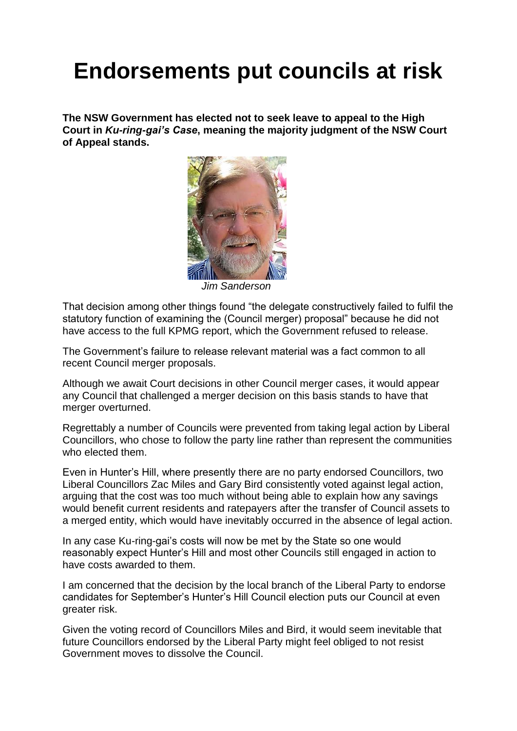# Endorsements put councils at risk

**The NSW Government has elected not to seek leave to appeal to the High Court in *Ku-ring-gai's Case*, meaning the majority judgment of the NSW Court of Appeal stands.**

*Jim Sanderson*

That decision among other things found "the delegate constructively failed to fulfil the statutory function of examining the (Council merger) proposal" because he did not have access to the full KPMG report, which the Government refused to release.

The Government's failure to release relevant material was a fact common to all recent Council merger proposals.

Although we await Court decisions in other Council merger cases, it would appear any Council that challenged a merger decision on this basis stands to have that merger overturned.

Regrettably a number of Councils were prevented from taking legal action by Liberal Councillors, who chose to follow the party line rather than represent the communities who elected them.

Even in Hunter's Hill, where presently there are no party endorsed Councillors, two Liberal Councillors Zac Miles and Gary Bird consistently voted against legal action, arguing that the cost was too much without being able to explain how any savings would benefit current residents and ratepayers after the transfer of Council assets to a merged entity, which would have inevitably occurred in the absence of legal action.

In any case Ku-ring-gai's costs will now be met by the State so one would reasonably expect Hunter's Hill and most other Councils still engaged in action to have costs awarded to them.

I am concerned that the decision by the local branch of the Liberal Party to endorse candidates for September's Hunter's Hill Council election puts our Council at even greater risk.

Given the voting record of Councillors Miles and Bird, it would seem inevitable that future Councillors endorsed by the Liberal Party might feel obliged to not resist Government moves to dissolve the Council.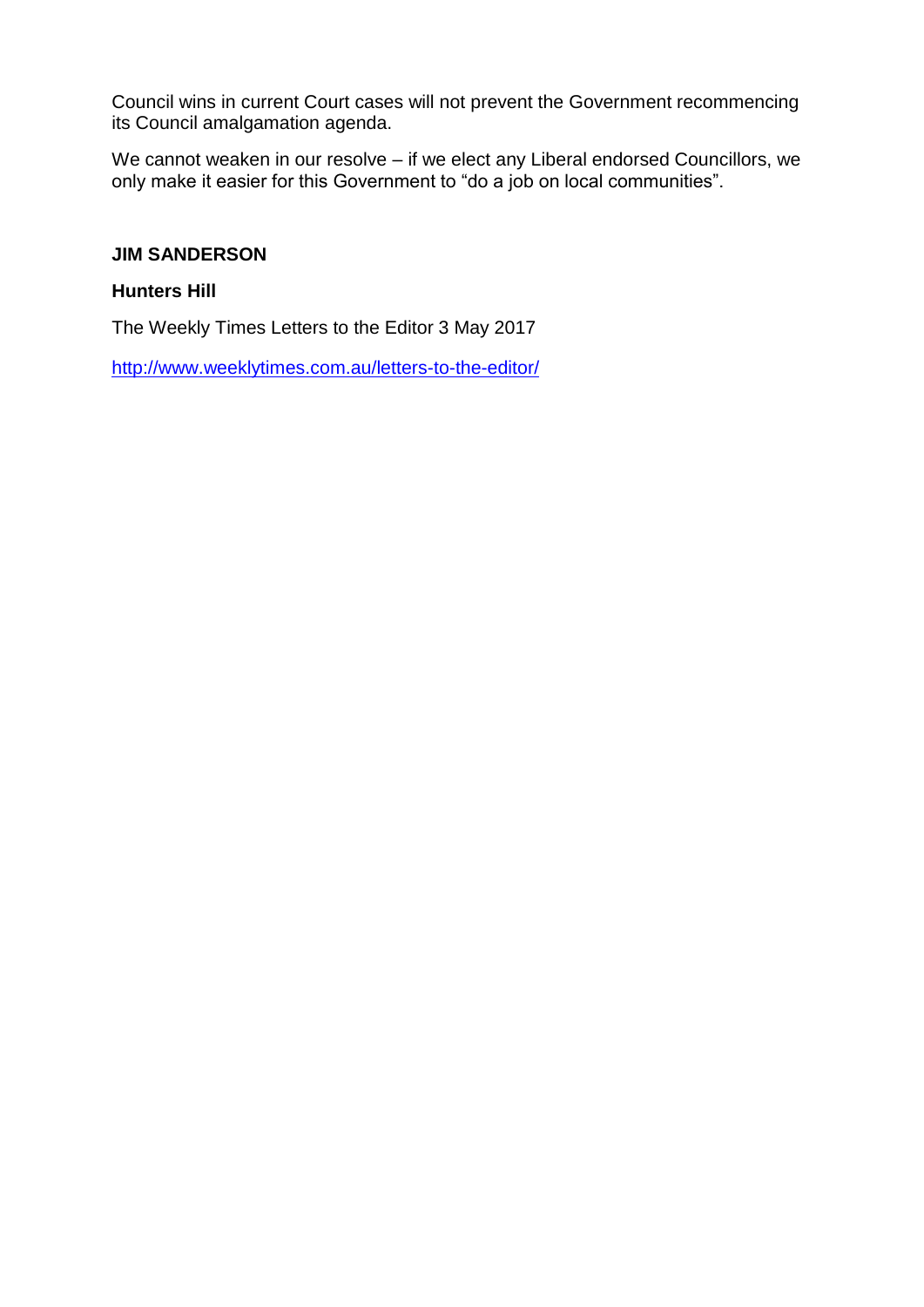Council wins in current Court cases will not prevent the Government recommencing its Council amalgamation agenda.

We cannot weaken in our resolve – if we elect any Liberal endorsed Councillors, we only make it easier for this Government to "do a job on local communities".

**JIM SANDERSON**

**Hunters Hill**

The Weekly Times Letters to the Editor 3 May 2017

http://www.weeklytimes.com.au/letters-to-the-editor/